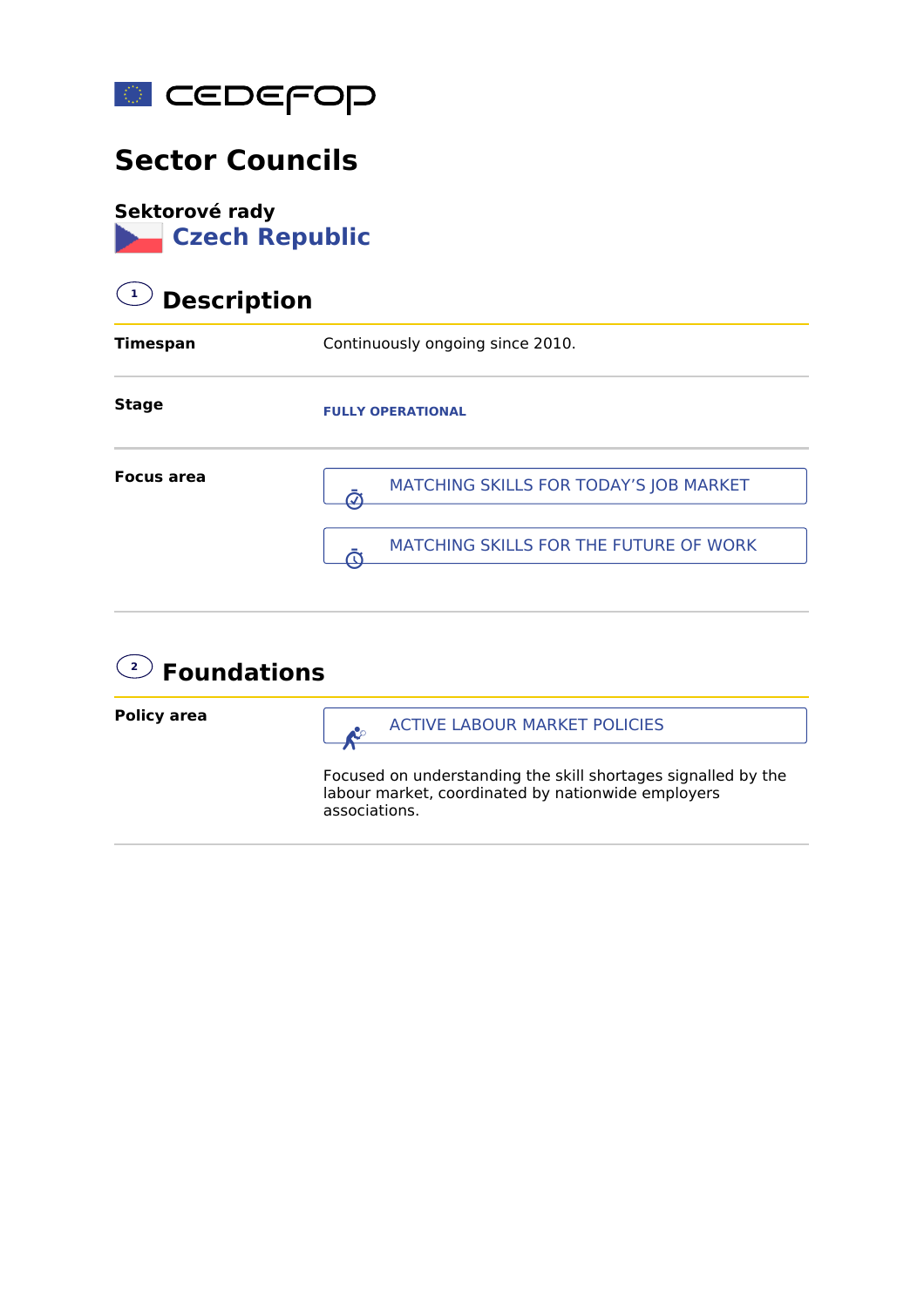cedefop

# Sector Councils

**Sektorové rady**

## Czech Republic

## 1 Description

| | |
|---|---|
| **Timespan** | Continuously ongoing since 2010. |
| **Stage** | FULLY OPERATIONAL |
| **Focus area** | MATCHING SKILLS FOR TODAY'S JOB MARKET<br>MATCHING SKILLS FOR THE FUTURE OF WORK |

## 2 Foundations

| | |
|---|---|
| **Policy area** | ACTIVE LABOUR MARKET POLICIES<br><br>Focused on understanding the skill shortages signalled by the labour market, coordinated by nationwide employers associations. |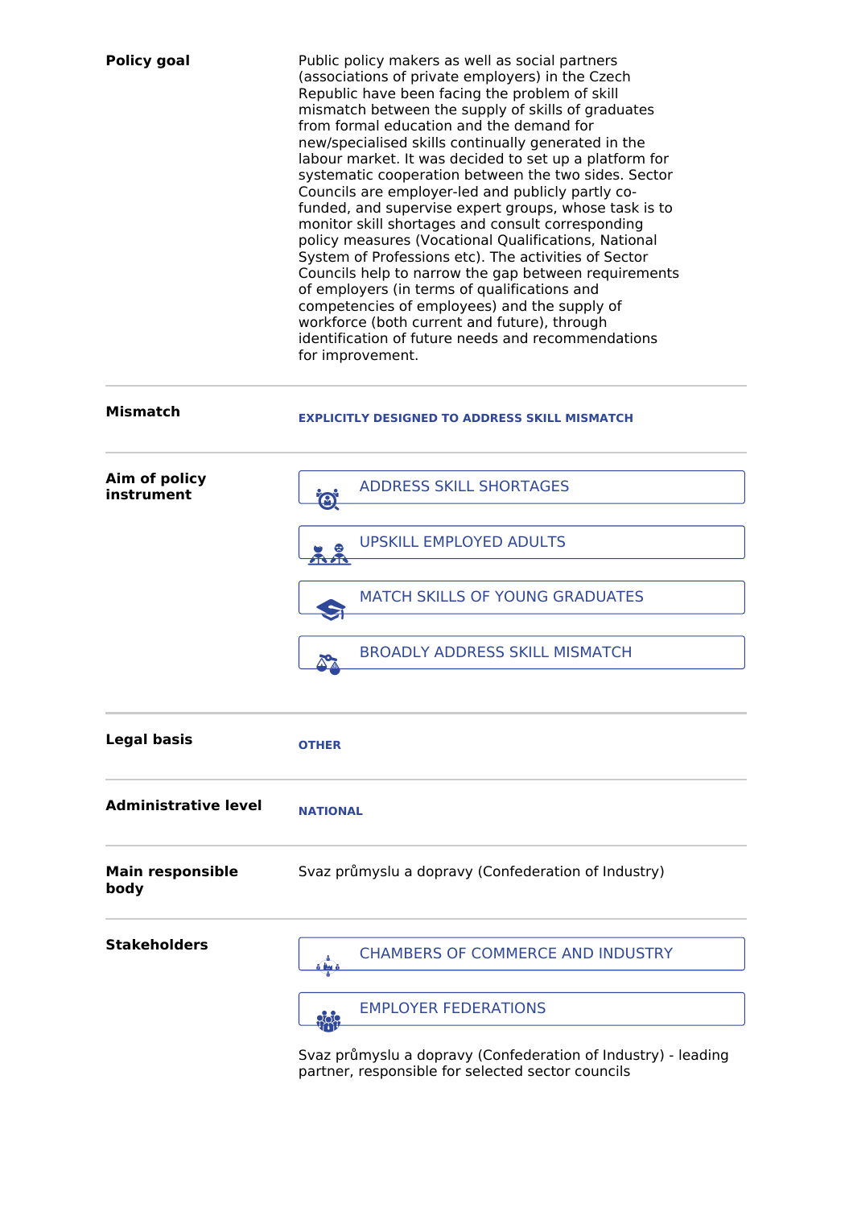**Policy goal**

Public policy makers as well as social partners (associations of private employers) in the Czech Republic have been facing the problem of skill mismatch between the supply of skills of graduates from formal education and the demand for new/specialised skills continually generated in the labour market. It was decided to set up a platform for systematic cooperation between the two sides. Sector Councils are employer-led and publicly partly co-funded, and supervise expert groups, whose task is to monitor skill shortages and consult corresponding policy measures (Vocational Qualifications, National System of Professions etc). The activities of Sector Councils help to narrow the gap between requirements of employers (in terms of qualifications and competencies of employees) and the supply of workforce (both current and future), through identification of future needs and recommendations for improvement.

---

**Mismatch**

EXPLICITLY DESIGNED TO ADDRESS SKILL MISMATCH

---

**Aim of policy instrument**

- ADDRESS SKILL SHORTAGES
- UPSKILL EMPLOYED ADULTS
- MATCH SKILLS OF YOUNG GRADUATES
- BROADLY ADDRESS SKILL MISMATCH

---

**Legal basis**

OTHER

---

**Administrative level**

NATIONAL

---

**Main responsible body**

Svaz průmyslu a dopravy (Confederation of Industry)

---

**Stakeholders**

- CHAMBERS OF COMMERCE AND INDUSTRY
- EMPLOYER FEDERATIONS

Svaz průmyslu a dopravy (Confederation of Industry) - leading partner, responsible for selected sector councils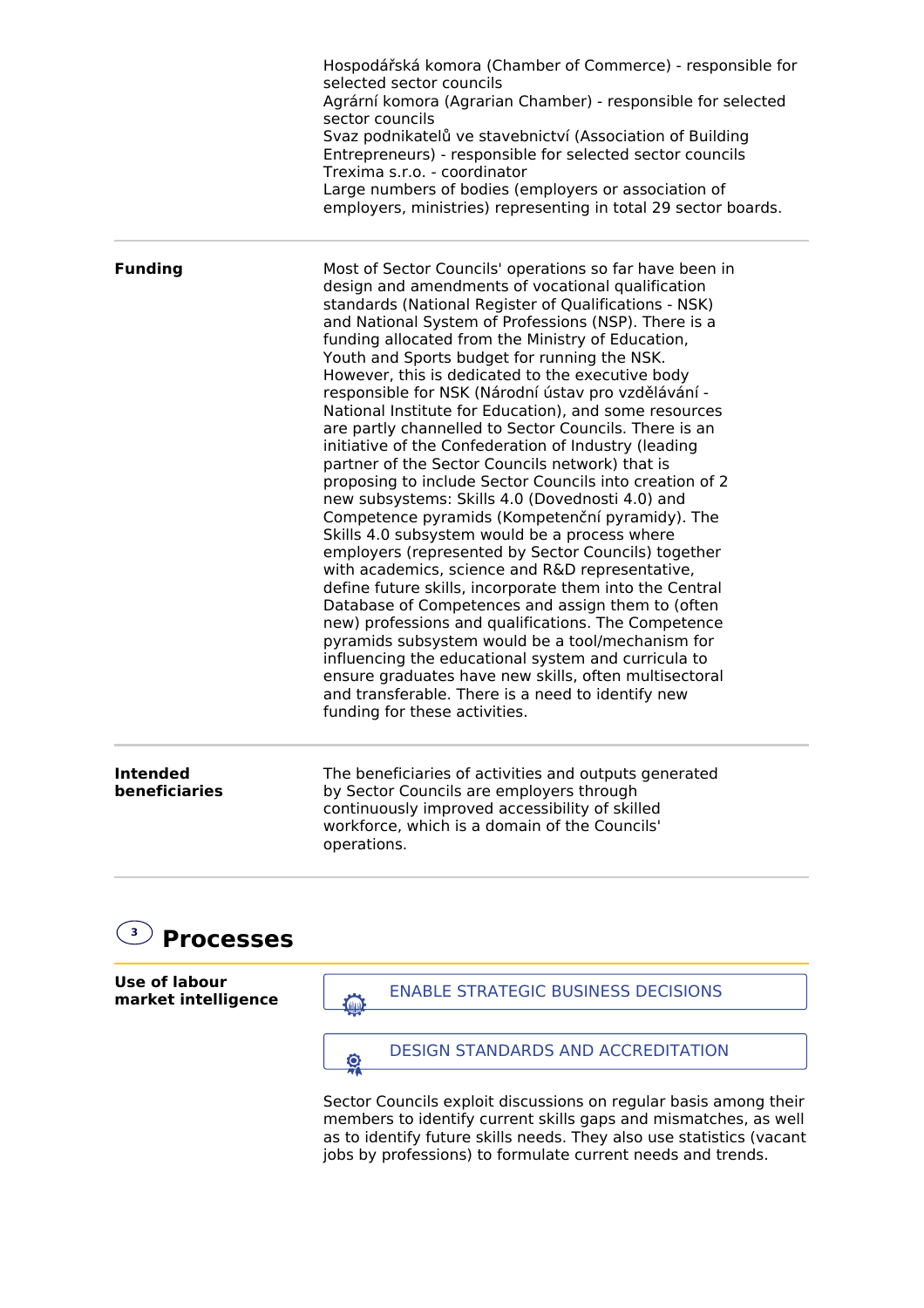| | |
|---|---|
| | Hospodářská komora (Chamber of Commerce) - responsible for selected sector councils<br>Agrární komora (Agrarian Chamber) - responsible for selected sector councils<br>Svaz podnikatelů ve stavebnictví (Association of Building Entrepreneurs) - responsible for selected sector councils<br>Trexima s.r.o. - coordinator<br>Large numbers of bodies (employers or association of employers, ministries) representing in total 29 sector boards. |
| **Funding** | Most of Sector Councils' operations so far have been in design and amendments of vocational qualification standards (National Register of Qualifications - NSK) and National System of Professions (NSP). There is a funding allocated from the Ministry of Education, Youth and Sports budget for running the NSK. However, this is dedicated to the executive body responsible for NSK (Národní ústav pro vzdělávání - National Institute for Education), and some resources are partly channelled to Sector Councils. There is an initiative of the Confederation of Industry (leading partner of the Sector Councils network) that is proposing to include Sector Councils into creation of 2 new subsystems: Skills 4.0 (Dovednosti 4.0) and Competence pyramids (Kompetenční pyramidy). The Skills 4.0 subsystem would be a process where employers (represented by Sector Councils) together with academics, science and R&D representative, define future skills, incorporate them into the Central Database of Competences and assign them to (often new) professions and qualifications. The Competence pyramids subsystem would be a tool/mechanism for influencing the educational system and curricula to ensure graduates have new skills, often multisectoral and transferable. There is a need to identify new funding for these activities. |
| **Intended beneficiaries** | The beneficiaries of activities and outputs generated by Sector Councils are employers through continuously improved accessibility of skilled workforce, which is a domain of the Councils' operations. |

## 3 Processes

**Use of labour market intelligence**

ENABLE STRATEGIC BUSINESS DECISIONS

DESIGN STANDARDS AND ACCREDITATION

Sector Councils exploit discussions on regular basis among their members to identify current skills gaps and mismatches, as well as to identify future skills needs. They also use statistics (vacant jobs by professions) to formulate current needs and trends.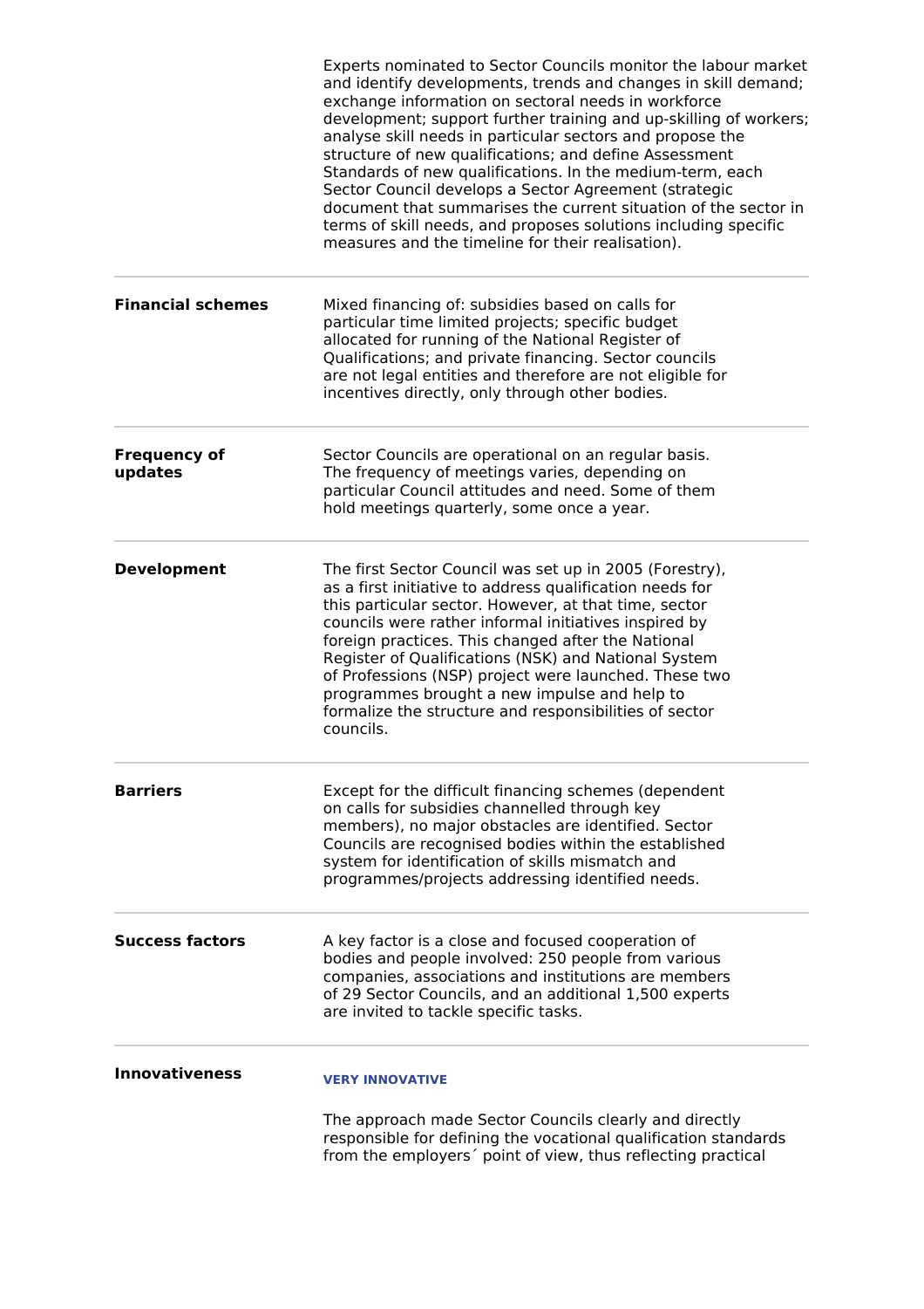| | |
|---|---|
| | Experts nominated to Sector Councils monitor the labour market and identify developments, trends and changes in skill demand; exchange information on sectoral needs in workforce development; support further training and up-skilling of workers; analyse skill needs in particular sectors and propose the structure of new qualifications; and define Assessment Standards of new qualifications. In the medium-term, each Sector Council develops a Sector Agreement (strategic document that summarises the current situation of the sector in terms of skill needs, and proposes solutions including specific measures and the timeline for their realisation). |
| **Financial schemes** | Mixed financing of: subsidies based on calls for particular time limited projects; specific budget allocated for running of the National Register of Qualifications; and private financing. Sector councils are not legal entities and therefore are not eligible for incentives directly, only through other bodies. |
| **Frequency of updates** | Sector Councils are operational on an regular basis. The frequency of meetings varies, depending on particular Council attitudes and need. Some of them hold meetings quarterly, some once a year. |
| **Development** | The first Sector Council was set up in 2005 (Forestry), as a first initiative to address qualification needs for this particular sector. However, at that time, sector councils were rather informal initiatives inspired by foreign practices. This changed after the National Register of Qualifications (NSK) and National System of Professions (NSP) project were launched. These two programmes brought a new impulse and help to formalize the structure and responsibilities of sector councils. |
| **Barriers** | Except for the difficult financing schemes (dependent on calls for subsidies channelled through key members), no major obstacles are identified. Sector Councils are recognised bodies within the established system for identification of skills mismatch and programmes/projects addressing identified needs. |
| **Success factors** | A key factor is a close and focused cooperation of bodies and people involved: 250 people from various companies, associations and institutions are members of 29 Sector Councils, and an additional 1,500 experts are invited to tackle specific tasks. |
| **Innovativeness** | **VERY INNOVATIVE**<br><br>The approach made Sector Councils clearly and directly responsible for defining the vocational qualification standards from the employers´ point of view, thus reflecting practical |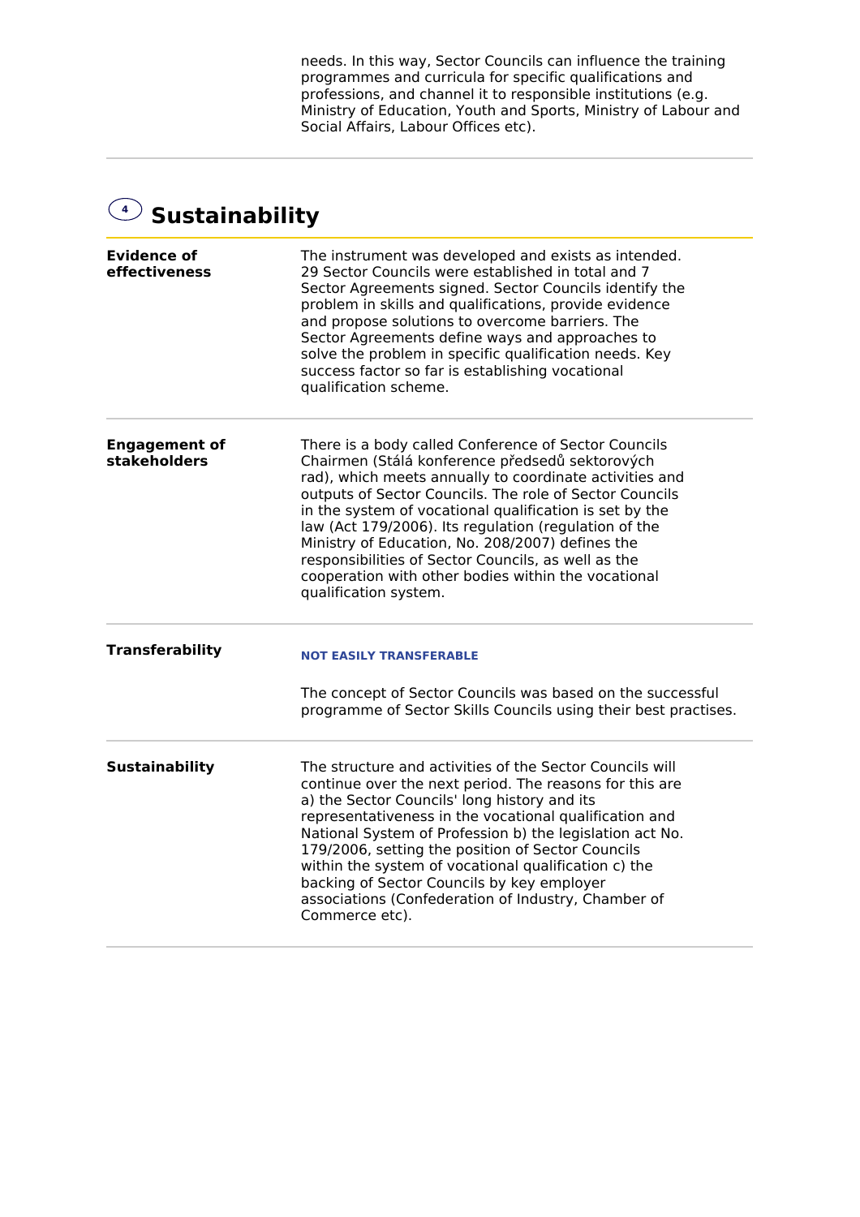needs. In this way, Sector Councils can influence the training programmes and curricula for specific qualifications and professions, and channel it to responsible institutions (e.g. Ministry of Education, Youth and Sports, Ministry of Labour and Social Affairs, Labour Offices etc).

## 4 Sustainability

| | |
|---|---|
| **Evidence of effectiveness** | The instrument was developed and exists as intended. 29 Sector Councils were established in total and 7 Sector Agreements signed. Sector Councils identify the problem in skills and qualifications, provide evidence and propose solutions to overcome barriers. The Sector Agreements define ways and approaches to solve the problem in specific qualification needs. Key success factor so far is establishing vocational qualification scheme. |
| **Engagement of stakeholders** | There is a body called Conference of Sector Councils Chairmen (Stálá konference předsedů sektorových rad), which meets annually to coordinate activities and outputs of Sector Councils. The role of Sector Councils in the system of vocational qualification is set by the law (Act 179/2006). Its regulation (regulation of the Ministry of Education, No. 208/2007) defines the responsibilities of Sector Councils, as well as the cooperation with other bodies within the vocational qualification system. |
| **Transferability** | **NOT EASILY TRANSFERABLE**<br><br>The concept of Sector Councils was based on the successful programme of Sector Skills Councils using their best practises. |
| **Sustainability** | The structure and activities of the Sector Councils will continue over the next period. The reasons for this are a) the Sector Councils' long history and its representativeness in the vocational qualification and National System of Profession b) the legislation act No. 179/2006, setting the position of Sector Councils within the system of vocational qualification c) the backing of Sector Councils by key employer associations (Confederation of Industry, Chamber of Commerce etc). |